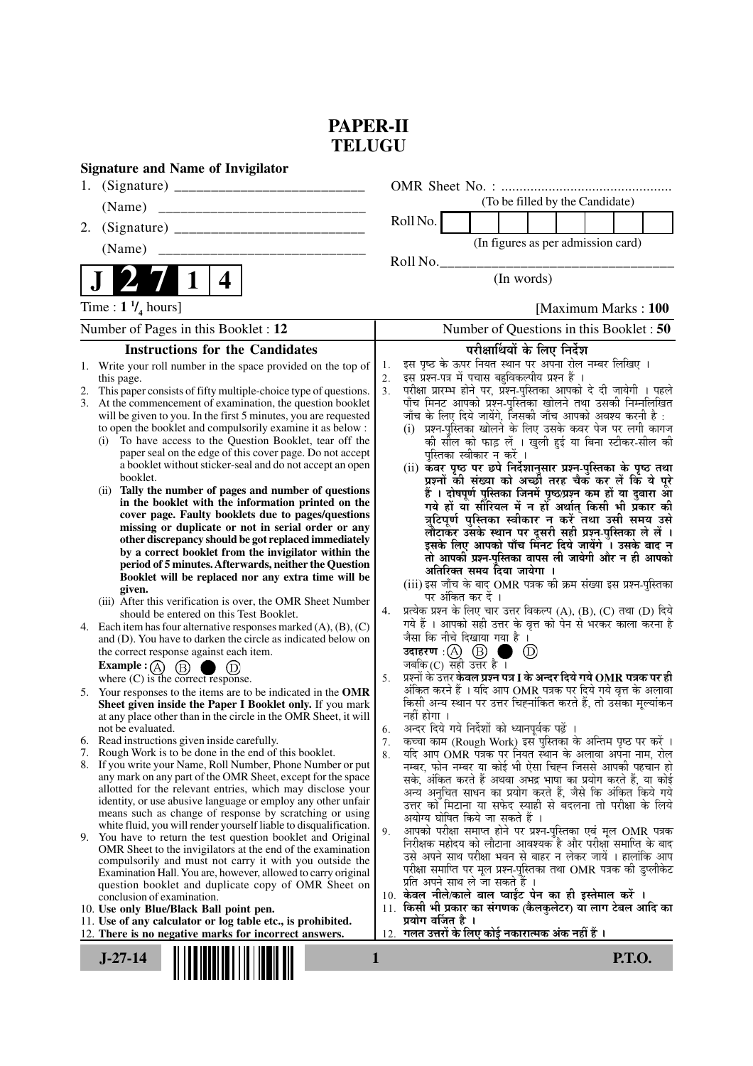# PAPER-II
# TELUGU

**Signature and Name of Invigilator**

1. (Signature) __________________________

   (Name) ____________________________

2. (Signature) __________________________

   (Name) ____________________________

OMR Sheet No. : ...............................................

(To be filled by the Candidate)

Roll No. | | | | | | | | |

(In figures as per admission card)

Roll No.________________________________

(In words)

**J 2 7 1 4**

Time : $1\,^1/_4$ hours] [Maximum Marks : **100**

Number of Pages in this Booklet : **12**

Number of Questions in this Booklet : **50**

## Instructions for the Candidates

1. Write your roll number in the space provided on the top of this page.
2. This paper consists of fifty multiple-choice type of questions.
3. At the commencement of examination, the question booklet will be given to you. In the first 5 minutes, you are requested to open the booklet and compulsorily examine it as below :
   (i) To have access to the Question Booklet, tear off the paper seal on the edge of this cover page. Do not accept a booklet without sticker-seal and do not accept an open booklet.
   (ii) **Tally the number of pages and number of questions in the booklet with the information printed on the cover page. Faulty booklets due to pages/questions missing or duplicate or not in serial order or any other discrepancy should be got replaced immediately by a correct booklet from the invigilator within the period of 5 minutes. Afterwards, neither the Question Booklet will be replaced nor any extra time will be given.**
   (iii) After this verification is over, the OMR Sheet Number should be entered on this Test Booklet.
4. Each item has four alternative responses marked (A), (B), (C) and (D). You have to darken the circle as indicated below on the correct response against each item.
   **Example :** (A) (B) ● (D)
   where (C) is the correct response.
5. Your responses to the items are to be indicated in the **OMR Sheet given inside the Paper I Booklet only.** If you mark at any place other than in the circle in the OMR Sheet, it will not be evaluated.
6. Read instructions given inside carefully.
7. Rough Work is to be done in the end of this booklet.
8. If you write your Name, Roll Number, Phone Number or put any mark on any part of the OMR Sheet, except for the space allotted for the relevant entries, which may disclose your identity, or use abusive language or employ any other unfair means such as change of response by scratching or using white fluid, you will render yourself liable to disqualification.
9. You have to return the test question booklet and Original OMR Sheet to the invigilators at the end of the examination compulsorily and must not carry it with you outside the Examination Hall. You are, however, allowed to carry original question booklet and duplicate copy of OMR Sheet on conclusion of examination.
10. **Use only Blue/Black Ball point pen.**
11. **Use of any calculator or log table etc., is prohibited.**
12. **There is no negative marks for incorrect answers.**

## परीक्षार्थियों के लिए निर्देश

1. इस पृष्ठ के ऊपर नियत स्थान पर अपना रोल नम्बर लिखिए ।
2. इस प्रश्न-पत्र में पचास बहुविकल्पीय प्रश्न हैं ।
3. परीक्षा प्रारम्भ होने पर, प्रश्न-पुस्तिका आपको दे दी जायेगी । पहले पाँच मिनट आपको प्रश्न-पुस्तिका खोलने तथा उसकी निम्नलिखित जाँच के लिए दिये जायेंगे, जिसकी जाँच आपको अवश्य करनी है :
   (i) प्रश्न-पुस्तिका खोलने के लिए उसके कवर पेज पर लगी कागज की सील को फाड़ लें । खुली हुई या बिना स्टीकर-सील की पुस्तिका स्वीकार न करें ।
   (ii) **कवर पृष्ठ पर छपे निर्देशानुसार प्रश्न-पुस्तिका के पृष्ठ तथा प्रश्नों की संख्या को अच्छी तरह चैक कर लें कि ये पूरे हैं । दोषपूर्ण पुस्तिका जिनमें पृष्ठ/प्रश्न कम हों या दुबारा आ गये हों या सीरियल में न हों अर्थात् किसी भी प्रकार की त्रुटिपूर्ण पुस्तिका स्वीकार न करें तथा उसी समय उसे लौटाकर उसके स्थान पर दूसरी सही प्रश्न-पुस्तिका ले लें । इसके लिए आपको पाँच मिनट दिये जायेंगे । उसके बाद न तो आपकी प्रश्न-पुस्तिका वापस ली जायेगी और न ही आपको अतिरिक्त समय दिया जायेगा ।**
   (iii) इस जाँच के बाद OMR पत्रक की क्रम संख्या इस प्रश्न-पुस्तिका पर अंकित कर दें ।
4. प्रत्येक प्रश्न के लिए चार उत्तर विकल्प (A), (B), (C) तथा (D) दिये गये हैं । आपको सही उत्तर के वृत्त को पेन से भरकर काला करना है जैसा कि नीचे दिखाया गया है ।
   **उदाहरण :** (A) (B) ● (D)
   जबकि (C) सही उत्तर है ।
5. प्रश्नों के उत्तर **केवल प्रश्न पत्र I के अन्दर दिये गये OMR पत्रक पर ही** अंकित करने हैं । यदि आप OMR पत्रक पर दिये गये वृत्त के अलावा किसी अन्य स्थान पर उत्तर चिह्नांकित करते हैं, तो उसका मूल्यांकन नहीं होगा ।
6. अन्दर दिये गये निर्देशों को ध्यानपूर्वक पढ़ें ।
7. कच्चा काम (Rough Work) इस पुस्तिका के अन्तिम पृष्ठ पर करें ।
8. यदि आप OMR पत्रक पर नियत स्थान के अलावा अपना नाम, रोल नम्बर, फोन नम्बर या कोई भी ऐसा चिह्न जिससे आपकी पहचान हो सके, अंकित करते हैं अथवा अभद्र भाषा का प्रयोग करते हैं, या कोई अन्य अनुचित साधन का प्रयोग करते हैं, जैसे कि अंकित किये गये उत्तर को मिटाना या सफेद स्याही से बदलना तो परीक्षा के लिये अयोग्य घोषित किये जा सकते हैं ।
9. आपको परीक्षा समाप्त होने पर प्रश्न-पुस्तिका एवं मूल OMR पत्रक निरीक्षक महोदय को लौटाना आवश्यक है और परीक्षा समाप्ति के बाद उसे अपने साथ परीक्षा भवन से बाहर न लेकर जायें । हालांकि आप परीक्षा समाप्ति पर मूल प्रश्न-पुस्तिका तथा OMR पत्रक की डुप्लीकेट प्रति अपने साथ ले जा सकते हैं ।
10. **केवल नीले/काले बाल प्वाईंट पेन का ही इस्तेमाल करें ।**
11. **किसी भी प्रकार का संगणक (कैलकुलेटर) या लाग टेबल आदि का प्रयोग वर्जित है ।**
12. **गलत उत्तरों के लिए कोई नकारात्मक अंक नहीं हैं ।**

J-27-14

P.T.O.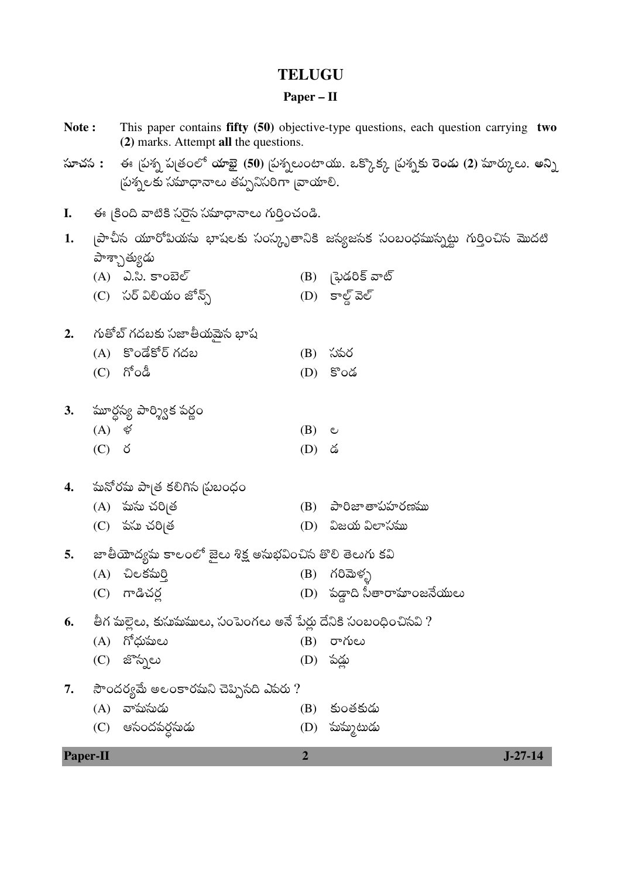# TELUGU

## Paper – II

**Note :** This paper contains **fifty (50)** objective-type questions, each question carrying **two (2)** marks. Attempt **all** the questions.

**సూచన :** ఈ ప్రశ్న పత్రంలో **యాభై (50)** ప్రశ్నలుంటాయి. ఒక్కొక్క ప్రశ్నకు **రెండు (2)** మార్కులు. అన్ని ప్రశ్నలకు సమాధానాలు తప్పనిసరిగా వ్రాయాలి.

**I.** ఈ క్రింది వాటికి సరైన సమాధానాలు గుర్తించండి.

**1.** ప్రాచీన యూరోపియను భాషలకు సంస్కృతానికి జన్యజనక సంబంధమున్నట్టు గుర్తించిన మొదటి పాశ్చాత్యుడు

(A) ఎ.సి. కాంబెల్
(B) ఫ్రెడరిక్ వాట్
(C) సర్ విలియం జోన్స్
(D) కాల్డ్ వెల్

**2.** గుతోబ్ గదబకు సజాతీయమైన భాష

(A) కొండేకోర్ గదబ
(B) సవర
(C) గోండీ
(D) కొండ

**3.** మూర్ధన్య పార్శ్విక వర్ణం

(A) ళ
(B) ల
(C) ర
(D) డ

**4.** మనోరమ పాత్ర కలిగిన ప్రబంధం

(A) మను చరిత్ర
(B) పారిజాతాపహరణము
(C) వసు చరిత్ర
(D) విజయ విలాసము

**5.** జాతీయోద్యమ కాలంలో జైలు శిక్ష అనుభవించిన తొలి తెలుగు కవి

(A) చిలకమర్తి
(B) గరిమెళ్ళ
(C) గాడిచర్ల
(D) పడ్డాది సీతారామాంజనేయులు

**6.** తీగ మల్లెలు, కుసుమములు, సంపెంగలు అనే పేర్లు దేనికి సంబంధించినవి ?

(A) గోధుమలు
(B) రాగులు
(C) జొన్నలు
(D) వడ్లు

**7.** సౌందర్యమే అలంకారమని చెప్పినది ఎవరు ?

(A) వామనుడు
(B) కుంతకుడు
(C) ఆనందవర్ధనుడు
(D) మమ్మటుడు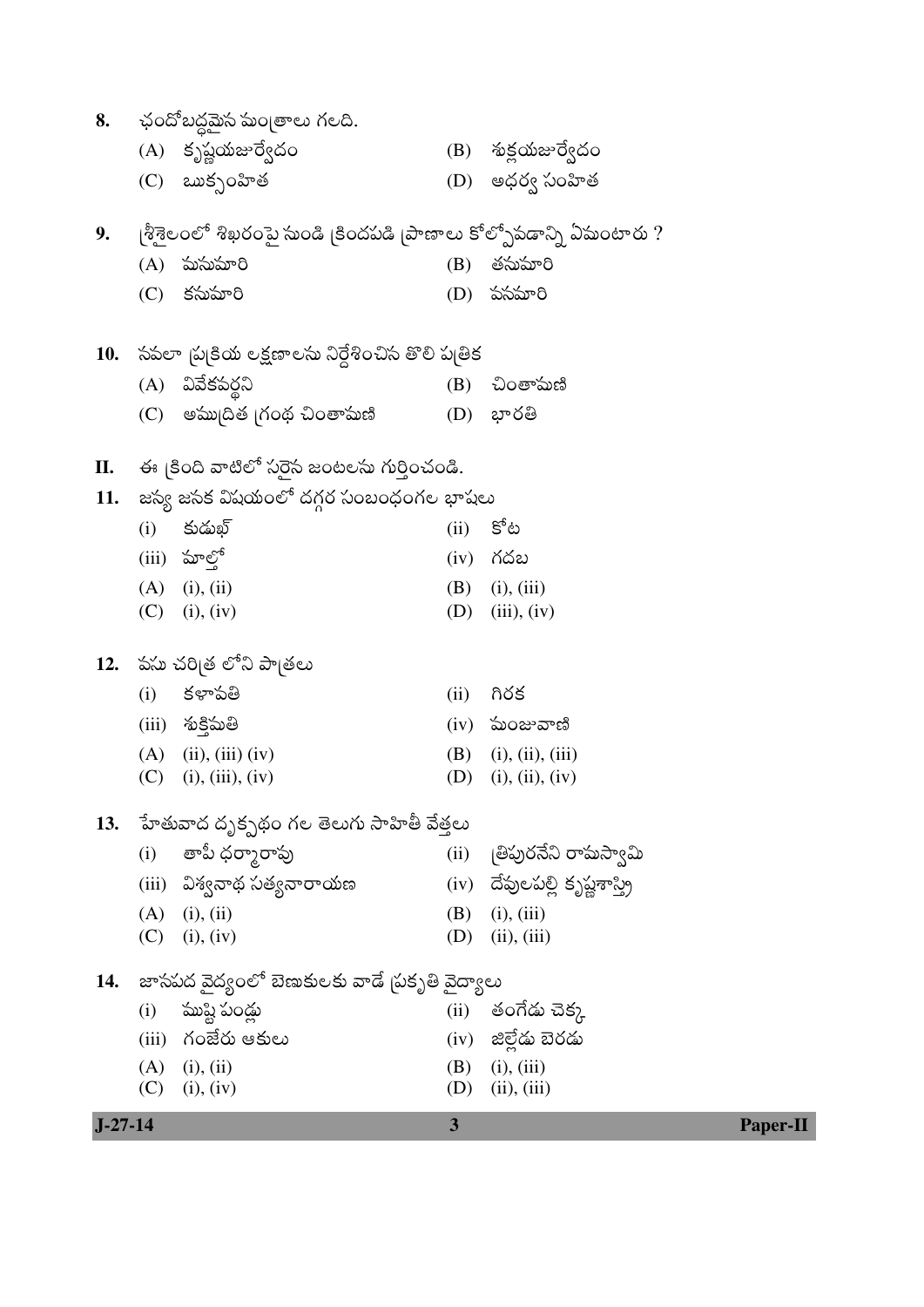8. ఛందోబద్ధమైన మంత్రాలు గలది.

   (A) కృష్ణయజుర్వేదం  (B) శుక్లయజుర్వేదం

   (C) ఋక్సంహిత  (D) అథర్వ సంహిత

9. శ్రీశైలంలో శిఖరంపై నుండి క్రిందపడి ప్రాణాలు కోల్పోవడాన్ని ఏమంటారు ?

   (A) మనుమారి  (B) తనుమారి

   (C) కనుమారి  (D) వనమారి

10. నవలా ప్రక్రియ లక్షణాలను నిర్దేశించిన తొలి పత్రిక

    (A) వివేకవర్ధని  (B) చింతామణి

    (C) అముద్రిత గ్రంథ చింతామణి  (D) భారతి

**II.** ఈ క్రింది వాటిలో సరైన జంటలను గుర్తించండి.

11. జన్య జనక విషయంలో దగ్గర సంబంధంగల భాషలు

    (i) కుడుఖ్  (ii) కోట

    (iii) మాల్తో  (iv) గదబ

    (A) (i), (ii)  (B) (i), (iii)

    (C) (i), (iv)  (D) (iii), (iv)

12. వసు చరిత్ర లోని పాత్రలు

    (i) కళావతి  (ii) గిరక

    (iii) శుక్తిమతి  (iv) మంజువాణి

    (A) (ii), (iii) (iv)  (B) (i), (ii), (iii)

    (C) (i), (iii), (iv)  (D) (i), (ii), (iv)

13. హేతువాద దృక్పథం గల తెలుగు సాహితీ వేత్తలు

    (i) తాపీ ధర్మారావు  (ii) త్రిపురనేని రామస్వామి

    (iii) విశ్వనాథ సత్యనారాయణ  (iv) దేవులపల్లి కృష్ణశాస్త్రి

    (A) (i), (ii)  (B) (i), (iii)

    (C) (i), (iv)  (D) (ii), (iii)

14. జానపద వైద్యంలో బెణుకులకు వాడే ప్రకృతి వైద్యాలు

    (i) ముష్టి పండ్లు  (ii) తంగేడు చెక్క

    (iii) గంజేరు ఆకులు  (iv) జిల్లేడు బెరడు

    (A) (i), (ii)  (B) (i), (iii)

    (C) (i), (iv)  (D) (ii), (iii)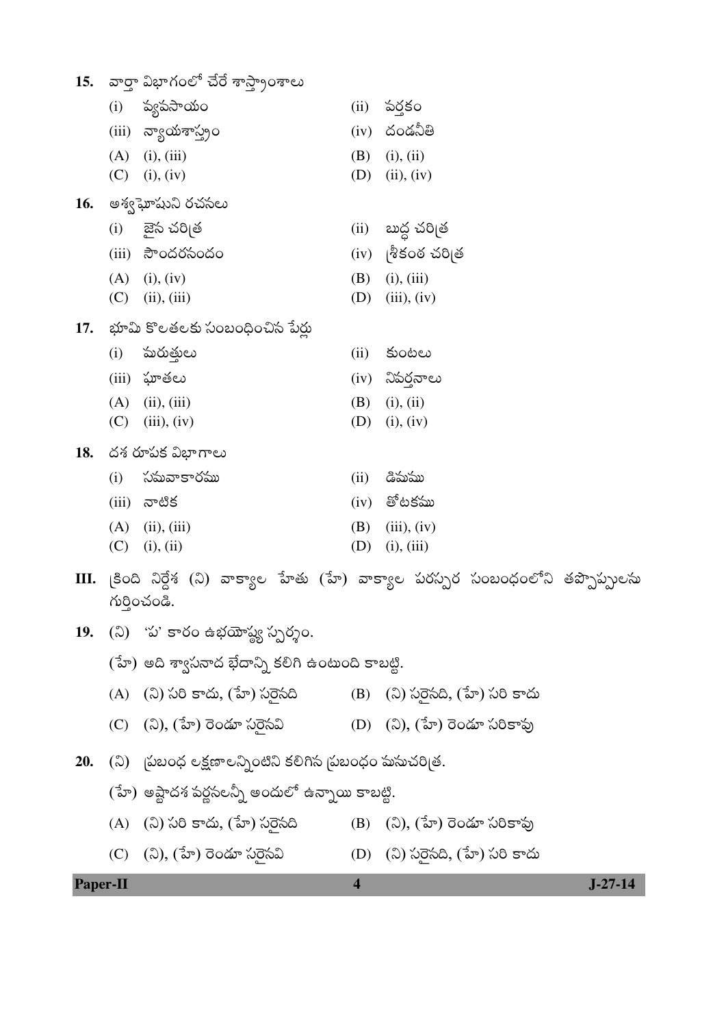15. వార్తా విభాగంలో చేరే శాస్త్రాంశాలు

(i) వ్యవసాయం (ii) పర్తకం

(iii) న్యాయశాస్త్రం (iv) దండనీతి

(A) (i), (iii) (B) (i), (ii)

(C) (i), (iv) (D) (ii), (iv)

16. అశ్వఘోషుని రచనలు

(i) జైన చరిత్ర (ii) బుద్ధ చరిత్ర

(iii) సౌందరనందం (iv) శ్రీకంఠ చరిత్ర

(A) (i), (iv) (B) (i), (iii)

(C) (ii), (iii) (D) (iii), (iv)

17. భూమి కొలతలకు సంబంధించిన పేర్లు

(i) మరుత్తులు (ii) కుంటలు

(iii) ఘాతలు (iv) నివర్తనాలు

(A) (ii), (iii) (B) (i), (ii)

(C) (iii), (iv) (D) (i), (iv)

18. దశ రూపక విభాగాలు

(i) సమవాకారము (ii) డిమము

(iii) నాటిక (iv) తోటకము

(A) (ii), (iii) (B) (iii), (iv)

(C) (i), (ii) (D) (i), (iii)

III. క్రింది నిర్దేశ (ని) వాక్యాల హేతు (హే) వాక్యాల పరస్పర సంబంధంలోని తప్పొప్పులను గుర్తించండి.

19. (ని) 'ప' కారం ఉభయోష్ఠ్య స్పర్శం.

(హే) అది శ్వాసనాద భేదాన్ని కలిగి ఉంటుంది కాబట్టి.

(A) (ని) సరి కాదు, (హే) సరైనది (B) (ని) సరైనది, (హే) సరి కాదు

(C) (ని), (హే) రెండూ సరైనవి (D) (ని), (హే) రెండూ సరికావు

20. (ని) ప్రబంధ లక్షణాలన్నింటిని కలిగిన ప్రబంధం మనుచరిత్ర.

(హే) అష్టాదశ వర్ణనలన్నీ అందులో ఉన్నాయి కాబట్టి.

(A) (ని) సరి కాదు, (హే) సరైనది (B) (ని), (హే) రెండూ సరికావు

(C) (ని), (హే) రెండూ సరైనవి (D) (ని) సరైనది, (హే) సరి కాదు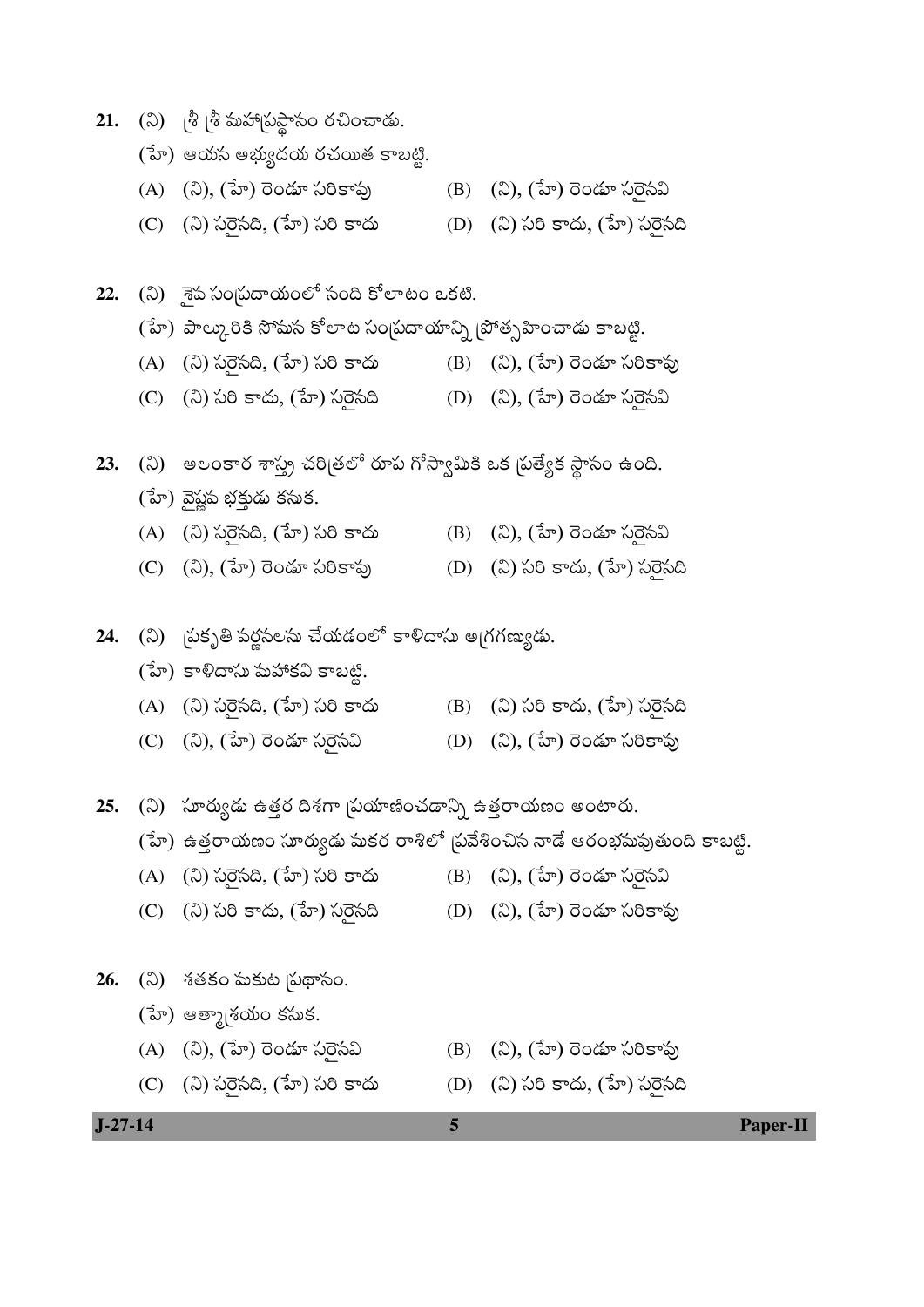21. (ని) శ్రీ శ్రీ మహాప్రస్థానం రచించాడు.

    (హే) ఆయన అభ్యుదయ రచయిత కాబట్టి.

    (A) (ని), (హే) రెండూ సరికావు
    (B) (ని), (హే) రెండూ సరైనవి
    (C) (ని) సరైనది, (హే) సరి కాదు
    (D) (ని) సరి కాదు, (హే) సరైనది

22. (ని) శైవ సంప్రదాయంలో నంది కోలాటం ఒకటి.

    (హే) పాల్కురికి సోమన కోలాట సంప్రదాయాన్ని ప్రోత్సహించాడు కాబట్టి.

    (A) (ని) సరైనది, (హే) సరి కాదు
    (B) (ని), (హే) రెండూ సరికావు
    (C) (ని) సరి కాదు, (హే) సరైనది
    (D) (ని), (హే) రెండూ సరైనవి

23. (ని) అలంకార శాస్త్ర చరిత్రలో రూప గోస్వామికి ఒక ప్రత్యేక స్థానం ఉంది.

    (హే) వైష్ణవ భక్తుడు కనుక.

    (A) (ని) సరైనది, (హే) సరి కాదు
    (B) (ని), (హే) రెండూ సరైనవి
    (C) (ని), (హే) రెండూ సరికావు
    (D) (ని) సరి కాదు, (హే) సరైనది

24. (ని) ప్రకృతి వర్ణనలను చేయడంలో కాళిదాసు అగ్రగణ్యుడు.

    (హే) కాళిదాసు మహాకవి కాబట్టి.

    (A) (ని) సరైనది, (హే) సరి కాదు
    (B) (ని) సరి కాదు, (హే) సరైనది
    (C) (ని), (హే) రెండూ సరైనవి
    (D) (ని), (హే) రెండూ సరికావు

25. (ని) సూర్యుడు ఉత్తర దిశగా ప్రయాణించడాన్ని ఉత్తరాయణం అంటారు.

    (హే) ఉత్తరాయణం సూర్యుడు మకర రాశిలో ప్రవేశించిన నాడే ఆరంభమవుతుంది కాబట్టి.

    (A) (ని) సరైనది, (హే) సరి కాదు
    (B) (ని), (హే) రెండూ సరైనవి
    (C) (ని) సరి కాదు, (హే) సరైనది
    (D) (ని), (హే) రెండూ సరికావు

26. (ని) శతకం మకుట ప్రధానం.

    (హే) ఆత్మాశ్రయం కనుక.

    (A) (ని), (హే) రెండూ సరైనవి
    (B) (ని), (హే) రెండూ సరికావు
    (C) (ని) సరైనది, (హే) సరి కాదు
    (D) (ని) సరి కాదు, (హే) సరైనది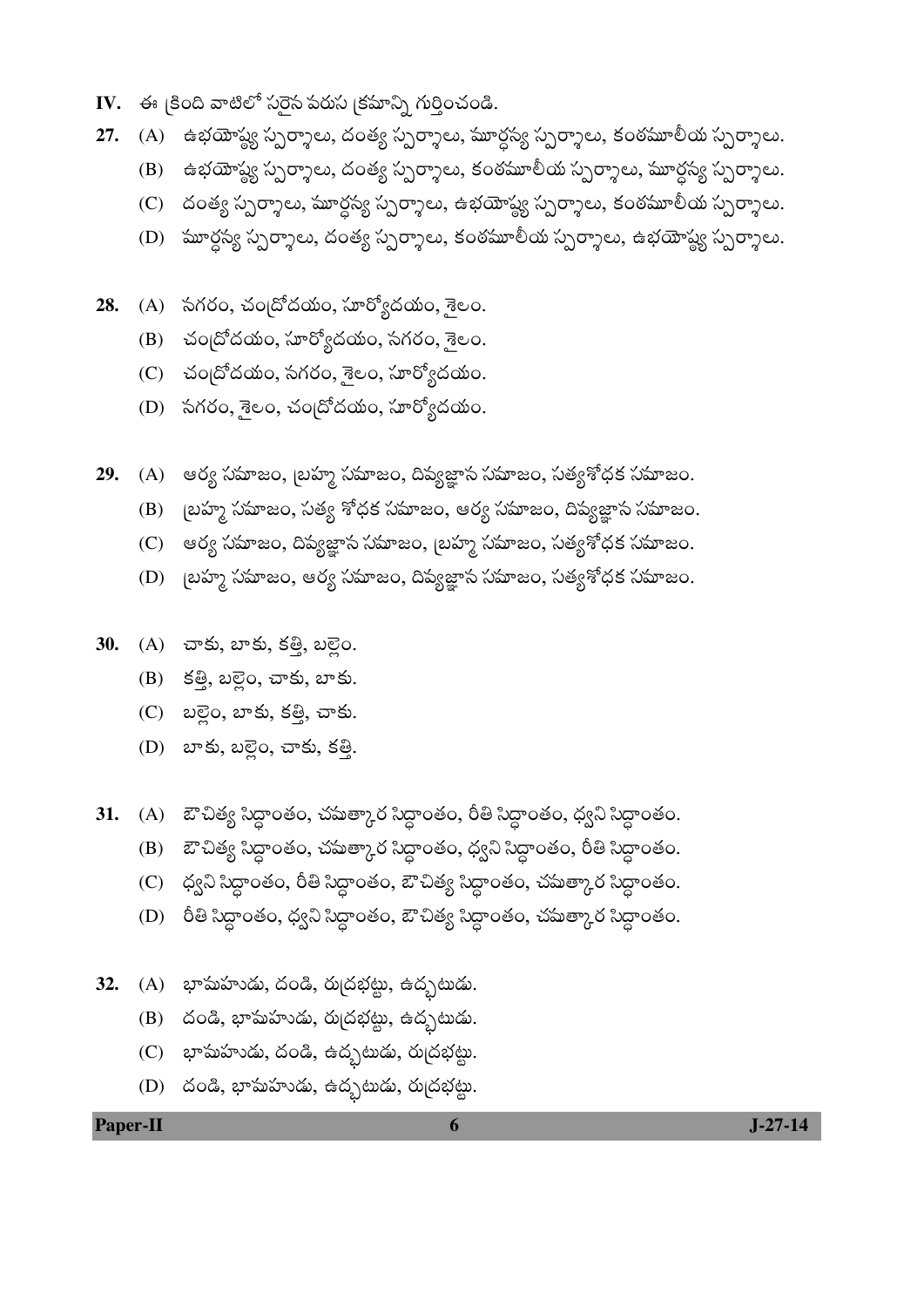**IV.** ఈ క్రింది వాటిలో సరైన వరుస క్రమాన్ని గుర్తించండి.

**27.** (A) ఉభయోష్ఠ్య స్పర్శాలు, దంత్య స్పర్శాలు, మూర్ధన్య స్పర్శాలు, కంఠమూలీయ స్పర్శాలు.

(B) ఉభయోష్ఠ్య స్పర్శాలు, దంత్య స్పర్శాలు, కంఠమూలీయ స్పర్శాలు, మూర్ధన్య స్పర్శాలు.

(C) దంత్య స్పర్శాలు, మూర్ధన్య స్పర్శాలు, ఉభయోష్ఠ్య స్పర్శాలు, కంఠమూలీయ స్పర్శాలు.

(D) మూర్ధన్య స్పర్శాలు, దంత్య స్పర్శాలు, కంఠమూలీయ స్పర్శాలు, ఉభయోష్ఠ్య స్పర్శాలు.

**28.** (A) నగరం, చంద్రోదయం, సూర్యోదయం, శైలం.

(B) చంద్రోదయం, సూర్యోదయం, నగరం, శైలం.

(C) చంద్రోదయం, నగరం, శైలం, సూర్యోదయం.

(D) నగరం, శైలం, చంద్రోదయం, సూర్యోదయం.

**29.** (A) ఆర్య సమాజం, బ్రహ్మ సమాజం, దివ్యజ్ఞాన సమాజం, సత్యశోధక సమాజం.

(B) బ్రహ్మ సమాజం, సత్య శోధక సమాజం, ఆర్య సమాజం, దివ్యజ్ఞాన సమాజం.

(C) ఆర్య సమాజం, దివ్యజ్ఞాన సమాజం, బ్రహ్మ సమాజం, సత్యశోధక సమాజం.

(D) బ్రహ్మ సమాజం, ఆర్య సమాజం, దివ్యజ్ఞాన సమాజం, సత్యశోధక సమాజం.

**30.** (A) చాకు, బాకు, కత్తి, బల్లెం.

(B) కత్తి, బల్లెం, చాకు, బాకు.

(C) బల్లెం, బాకు, కత్తి, చాకు.

(D) బాకు, బల్లెం, చాకు, కత్తి.

**31.** (A) ఔచిత్య సిద్ధాంతం, చమత్కార సిద్ధాంతం, రీతి సిద్ధాంతం, ధ్వని సిద్ధాంతం.

(B) ఔచిత్య సిద్ధాంతం, చమత్కార సిద్ధాంతం, ధ్వని సిద్ధాంతం, రీతి సిద్ధాంతం.

(C) ధ్వని సిద్ధాంతం, రీతి సిద్ధాంతం, ఔచిత్య సిద్ధాంతం, చమత్కార సిద్ధాంతం.

(D) రీతి సిద్ధాంతం, ధ్వని సిద్ధాంతం, ఔచిత్య సిద్ధాంతం, చమత్కార సిద్ధాంతం.

**32.** (A) భామహుడు, దండి, రుద్రభట్టు, ఉద్భటుడు.

(B) దండి, భామహుడు, రుద్రభట్టు, ఉద్భటుడు.

(C) భామహుడు, దండి, ఉద్భటుడు, రుద్రభట్టు.

(D) దండి, భామహుడు, ఉద్భటుడు, రుద్రభట్టు.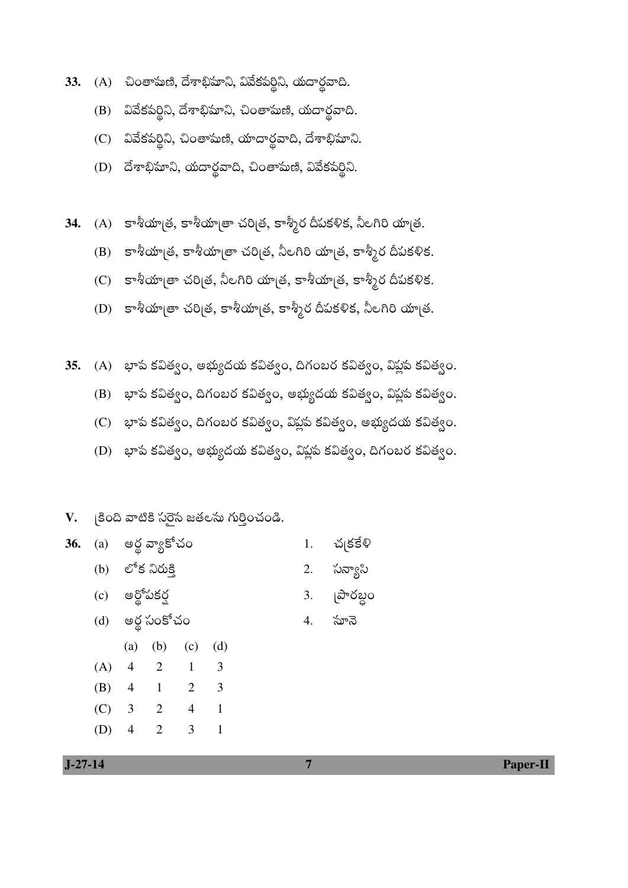33. (A) చింతామణి, దేశాభిమాని, వివేకవర్ధిని, యదార్థవాది.

    (B) వివేకవర్ధిని, దేశాభిమాని, చింతామణి, యదార్థవాది.

    (C) వివేకవర్ధిని, చింతామణి, యాదార్థవాది, దేశాభిమాని.

    (D) దేశాభిమాని, యదార్థవాది, చింతామణి, వివేకవర్ధిని.

34. (A) కాశీయాత్ర, కాశీయాత్రా చరిత్ర, కాశ్మీర దీపకళిక, నీలగిరి యాత్ర.

    (B) కాశీయాత్ర, కాశీయాత్రా చరిత్ర, నీలగిరి యాత్ర, కాశ్మీర దీపకళిక.

    (C) కాశీయాత్రా చరిత్ర, నీలగిరి యాత్ర, కాశీయాత్ర, కాశ్మీర దీపకళిక.

    (D) కాశీయాత్రా చరిత్ర, కాశీయాత్ర, కాశ్మీర దీపకళిక, నీలగిరి యాత్ర.

35. (A) భావ కవిత్వం, అభ్యుదయ కవిత్వం, దిగంబర కవిత్వం, విప్లవ కవిత్వం.

    (B) భావ కవిత్వం, దిగంబర కవిత్వం, అభ్యుదయ కవిత్వం, విప్లవ కవిత్వం.

    (C) భావ కవిత్వం, దిగంబర కవిత్వం, విప్లవ కవిత్వం, అభ్యుదయ కవిత్వం.

    (D) భావ కవిత్వం, అభ్యుదయ కవిత్వం, విప్లవ కవిత్వం, దిగంబర కవిత్వం.

**V.** క్రింది వాటికి సరైన జతలను గుర్తించండి.

36. (a) అర్థ వ్యాకోచం — 1. చక్రకేళి

    (b) లోక నిరుక్తి — 2. సన్యాసి

    (c) అర్థోపకర్ష — 3. ప్రారబ్ధం

    (d) అర్థ సంకోచం — 4. సూనె

|     | (a) | (b) | (c) | (d) |
|-----|-----|-----|-----|-----|
| (A) | 4 | 2 | 1 | 3 |
| (B) | 4 | 1 | 2 | 3 |
| (C) | 3 | 2 | 4 | 1 |
| (D) | 4 | 2 | 3 | 1 |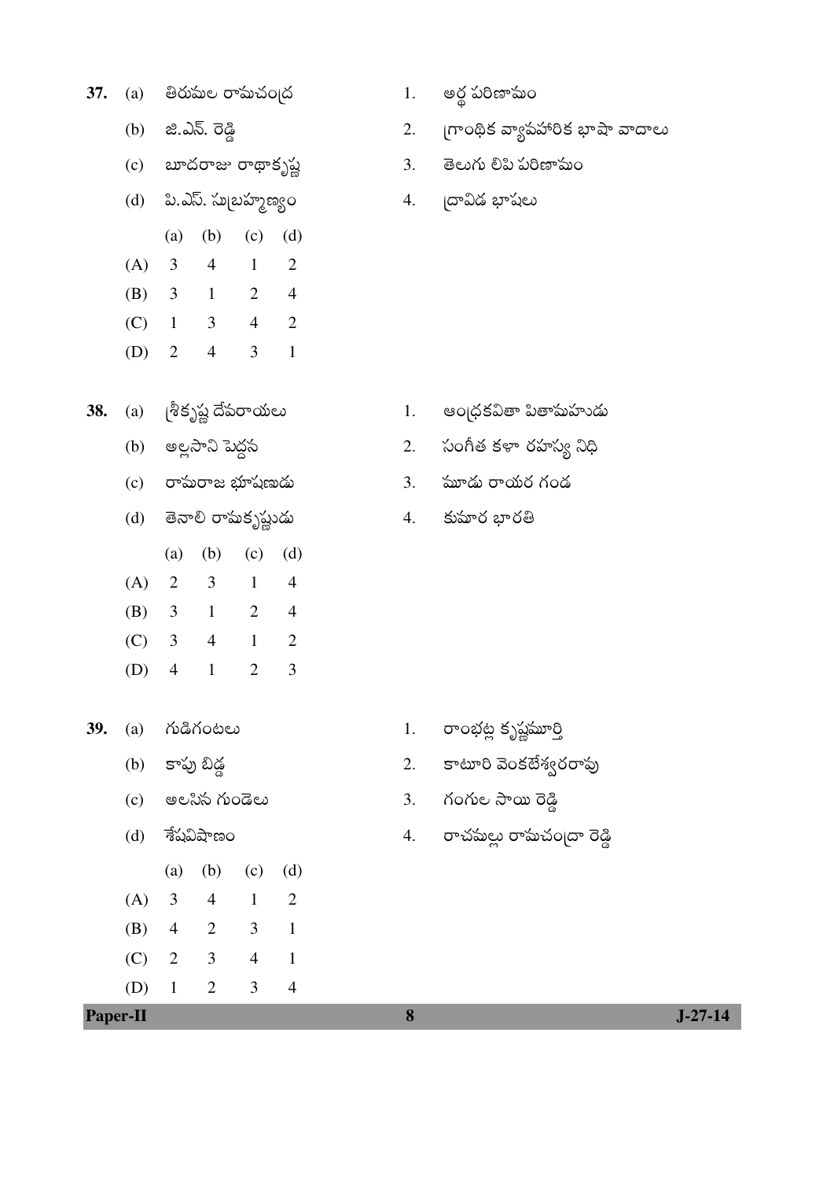37. (a) తిరుమల రామచంద్ర
 (b) జి.ఎన్. రెడ్డి
 (c) బూదరాజు రాధాకృష్ణ
 (d) పి.ఎస్. సుబ్రహ్మణ్యం

1. అర్థ పరిణామం
2. గ్రాంథిక వ్యావహారిక భాషా వాదాలు
3. తెలుగు లిపి పరిణామం
4. ద్రావిడ భాషలు

| | (a) | (b) | (c) | (d) |
|---|---|---|---|---|
| (A) | 3 | 4 | 1 | 2 |
| (B) | 3 | 1 | 2 | 4 |
| (C) | 1 | 3 | 4 | 2 |
| (D) | 2 | 4 | 3 | 1 |

38. (a) శ్రీకృష్ణ దేవరాయలు
 (b) అల్లసాని పెద్దన
 (c) రామరాజ భూషణుడు
 (d) తెనాలి రామకృష్ణుడు

1. ఆంధ్రకవితా పితామహుడు
2. సంగీత కళా రహస్య నిధి
3. మూడు రాయర గండ
4. కుమార భారతి

| | (a) | (b) | (c) | (d) |
|---|---|---|---|---|
| (A) | 2 | 3 | 1 | 4 |
| (B) | 3 | 1 | 2 | 4 |
| (C) | 3 | 4 | 1 | 2 |
| (D) | 4 | 1 | 2 | 3 |

39. (a) గుడిగంటలు
 (b) కాపు బిడ్డ
 (c) అలసిన గుండెలు
 (d) శేషవిషాణం

1. రాంభట్ల కృష్ణమూర్తి
2. కాటూరి వెంకటేశ్వరరావు
3. గంగుల సాయి రెడ్డి
4. రాచమల్లు రామచంద్రా రెడ్డి

| | (a) | (b) | (c) | (d) |
|---|---|---|---|---|
| (A) | 3 | 4 | 1 | 2 |
| (B) | 4 | 2 | 3 | 1 |
| (C) | 2 | 3 | 4 | 1 |
| (D) | 1 | 2 | 3 | 4 |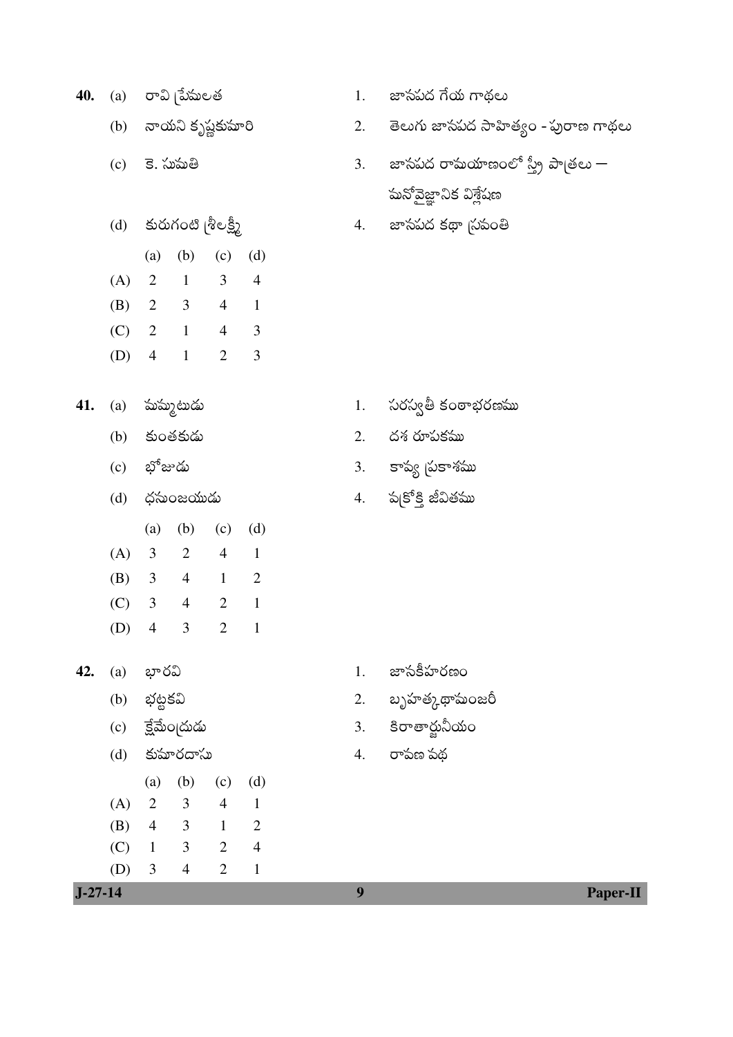**40.** (a) రావి ప్రేమలత — 1. జానపద గేయ గాథలు

(b) నాయని కృష్ణకుమారి — 2. తెలుగు జానపద సాహిత్యం - పురాణ గాథలు

(c) కె. సుమతి — 3. జానపద రామయాణంలో స్త్రీ పాత్రలు — మనోవైజ్ఞానిక విశ్లేషణ

(d) కురుగంటి శ్రీలక్ష్మి — 4. జానపద కథా స్రవంతి

| | (a) | (b) | (c) | (d) |
|---|---|---|---|---|
| (A) | 2 | 1 | 3 | 4 |
| (B) | 2 | 3 | 4 | 1 |
| (C) | 2 | 1 | 4 | 3 |
| (D) | 4 | 1 | 2 | 3 |

**41.** (a) మమ్మటుడు — 1. సరస్వతీ కంఠాభరణము

(b) కుంతకుడు — 2. దశ రూపకము

(c) భోజుడు — 3. కావ్య ప్రకాశము

(d) ధనుంజయుడు — 4. వక్రోక్తి జీవితము

| | (a) | (b) | (c) | (d) |
|---|---|---|---|---|
| (A) | 3 | 2 | 4 | 1 |
| (B) | 3 | 4 | 1 | 2 |
| (C) | 3 | 4 | 2 | 1 |
| (D) | 4 | 3 | 2 | 1 |

**42.** (a) భారవి — 1. జానకీహరణం

(b) భట్టకవి — 2. బృహత్కథామంజరీ

(c) క్షేమేంద్రుడు — 3. కిరాతార్జునీయం

(d) కుమారదాసు — 4. రావణ వధ

| | (a) | (b) | (c) | (d) |
|---|---|---|---|---|
| (A) | 2 | 3 | 4 | 1 |
| (B) | 4 | 3 | 1 | 2 |
| (C) | 1 | 3 | 2 | 4 |
| (D) | 3 | 4 | 2 | 1 |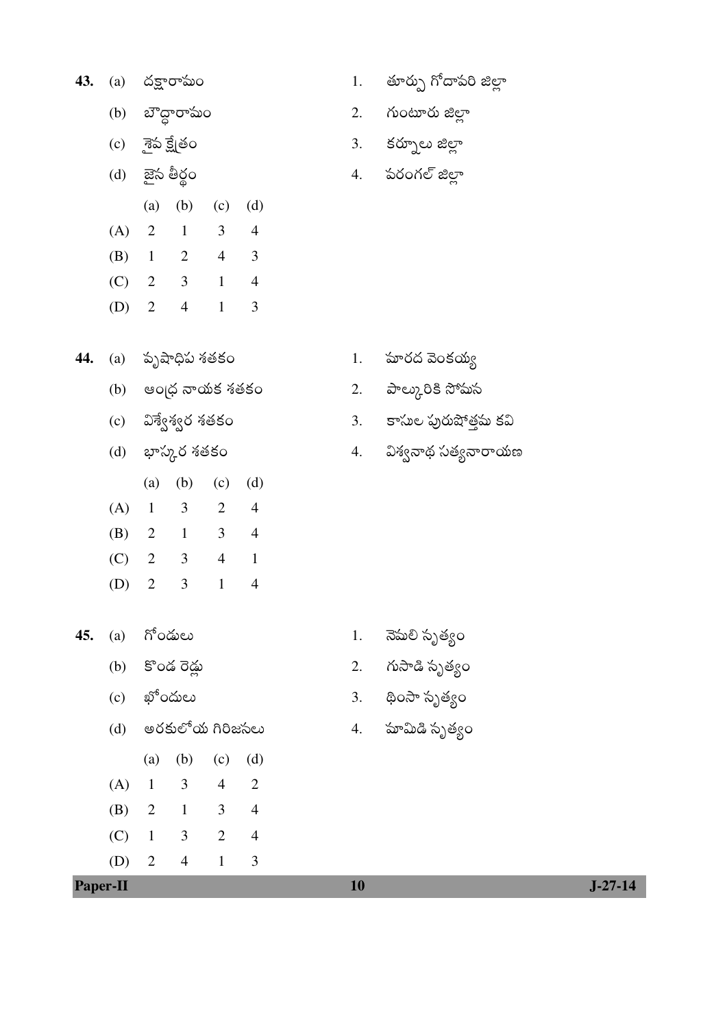**43.** (a) దక్షారామం — 1. తూర్పు గోదావరి జిల్లా

(b) బౌద్ధారామం — 2. గుంటూరు జిల్లా

(c) శైవ క్షేత్రం — 3. కర్నూలు జిల్లా

(d) జైన తీర్థం — 4. వరంగల్ జిల్లా

| | (a) | (b) | (c) | (d) |
|---|---|---|---|---|
| (A) | 2 | 1 | 3 | 4 |
| (B) | 1 | 2 | 4 | 3 |
| (C) | 2 | 3 | 1 | 4 |
| (D) | 2 | 4 | 1 | 3 |

**44.** (a) వృషాధిప శతకం — 1. మారద వెంకయ్య

(b) ఆంధ్ర నాయక శతకం — 2. పాల్కురికి సోమన

(c) విశ్వేశ్వర శతకం — 3. కాసుల పురుషోత్తమ కవి

(d) భాస్కర శతకం — 4. విశ్వనాథ సత్యనారాయణ

| | (a) | (b) | (c) | (d) |
|---|---|---|---|---|
| (A) | 1 | 3 | 2 | 4 |
| (B) | 2 | 1 | 3 | 4 |
| (C) | 2 | 3 | 4 | 1 |
| (D) | 2 | 3 | 1 | 4 |

**45.** (a) గోండులు — 1. నెమలి నృత్యం

(b) కొండ రెడ్లు — 2. గుసాడి నృత్యం

(c) ఖోందులు — 3. థింసా నృత్యం

(d) అరకులోయ గిరిజనలు — 4. మామిడి నృత్యం

| | (a) | (b) | (c) | (d) |
|---|---|---|---|---|
| (A) | 1 | 3 | 4 | 2 |
| (B) | 2 | 1 | 3 | 4 |
| (C) | 1 | 3 | 2 | 4 |
| (D) | 2 | 4 | 1 | 3 |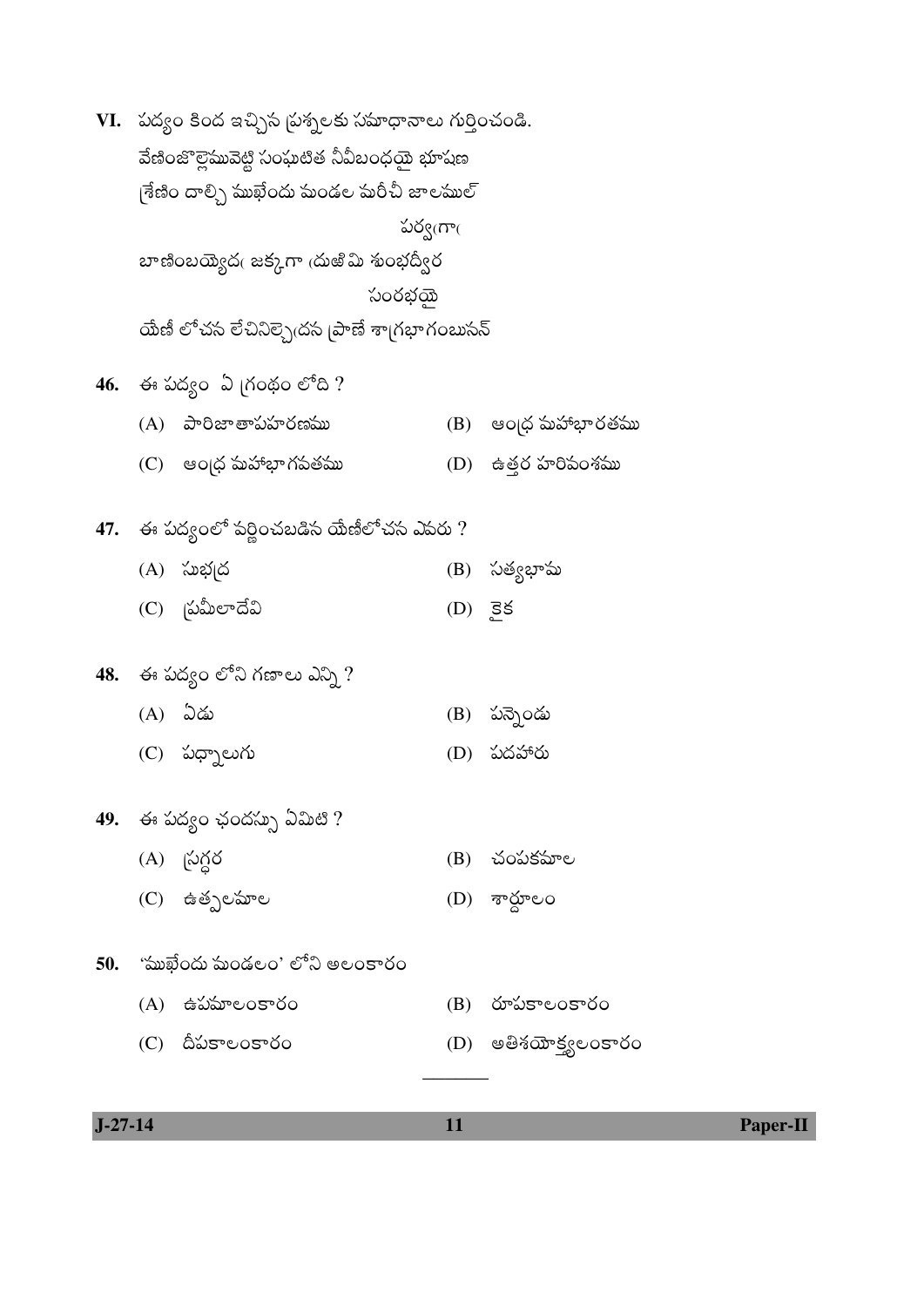VI. పద్యం కింద ఇచ్చిన ప్రశ్నలకు సమాధానాలు గుర్తించండి.

వేణింజొల్లెమువెట్టి సంఘటిత నీవీబంధయై భూషణ
శ్రేణిం దాల్చి ముఖేందు మండల మరీచీ జాలముల్ పర్వఁగాఁ
బాణింబయ్యెదఁ జక్కగాఁ దుఱిమి శుంభద్వీర సంరభయై
యేణీ లోచన లేచినిల్చెఁదన ప్రాణే శాగ్రభాగంబునన్

**46.** ఈ పద్యం ఏ గ్రంథం లోది ?

(A) పారిజాతాపహరణము (B) ఆంధ్ర మహాభారతము

(C) ఆంధ్ర మహాభాగవతము (D) ఉత్తర హరివంశము

**47.** ఈ పద్యంలో వర్ణించబడిన యేణీలోచన ఎవరు ?

(A) సుభద్ర (B) సత్యభామ

(C) ప్రమీలాదేవి (D) కైక

**48.** ఈ పద్యం లోని గణాలు ఎన్ని ?

(A) ఏడు (B) పన్నెండు

(C) పధ్నాలుగు (D) పదహారు

**49.** ఈ పద్యం ఛందస్సు ఏమిటి ?

(A) స్రగ్ధర (B) చంపకమాల

(C) ఉత్పలమాల (D) శార్దూలం

**50.** 'ముఖేందు మండలం' లోని అలంకారం

(A) ఉపమాలంకారం (B) రూపకాలంకారం

(C) దీపకాలంకారం (D) అతిశయోక్త్యలంకారం

---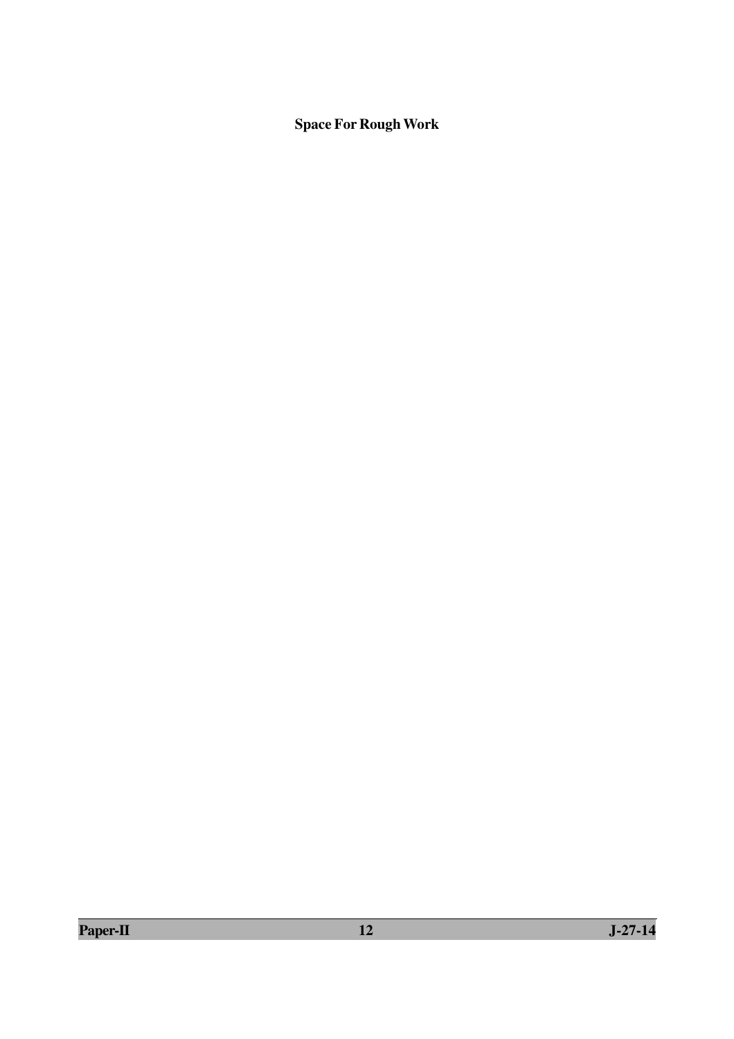**Space For Rough Work**